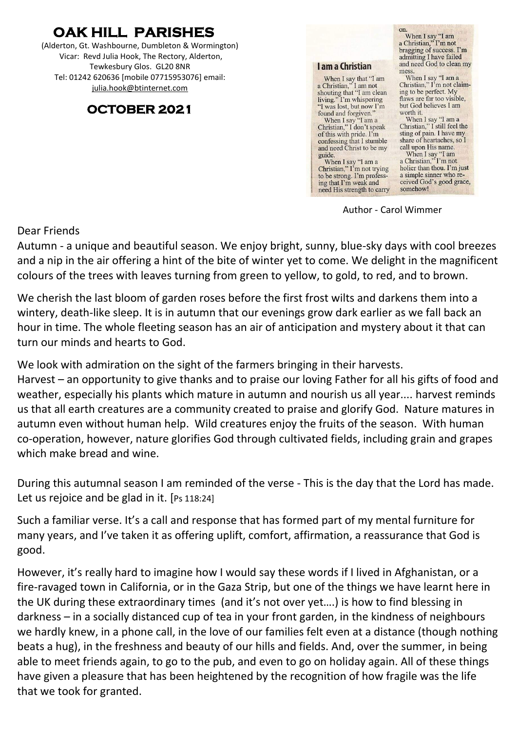# OAK HILL PARISHES

(Alderton, Gt. Washbourne, Dumbleton & Wormington)
Vicar: Revd Julia Hook, The Rectory, Alderton,
Tewkesbury Glos. GL20 8NR
Tel: 01242 620636 [mobile 07715953076] email:
julia.hook@btinternet.com

## OCTOBER 2021

### I am a Christian

When I say that "I am a Christian," I am not shouting that "I am clean living." I'm whispering "I was lost, but now I'm found and forgiven."

When I say "I am a Christian," I don't speak of this with pride. I'm confessing that I stumble and need Christ to be my guide.

When I say "I am a Christian," I'm not trying to be strong. I'm professing that I'm weak and need His strength to carry on.

When I say "I am a Christian," I'm not bragging of success. I'm admitting I have failed and need God to clean my mess.

When I say "I am a Christian," I'm not claiming to be perfect. My flaws are far too visible, but God believes I am worth it.

When I say "I am a Christian," I still feel the sting of pain. I have my share of heartaches, so I call upon His name.

When I say "I am a Christian," I'm not holier than thou. I'm just a simple sinner who received God's good grace, somehow!

Author - Carol Wimmer

Dear Friends

Autumn - a unique and beautiful season. We enjoy bright, sunny, blue-sky days with cool breezes and a nip in the air offering a hint of the bite of winter yet to come. We delight in the magnificent colours of the trees with leaves turning from green to yellow, to gold, to red, and to brown.

We cherish the last bloom of garden roses before the first frost wilts and darkens them into a wintery, death-like sleep. It is in autumn that our evenings grow dark earlier as we fall back an hour in time. The whole fleeting season has an air of anticipation and mystery about it that can turn our minds and hearts to God.

We look with admiration on the sight of the farmers bringing in their harvests.
Harvest – an opportunity to give thanks and to praise our loving Father for all his gifts of food and weather, especially his plants which mature in autumn and nourish us all year.... harvest reminds us that all earth creatures are a community created to praise and glorify God. Nature matures in autumn even without human help. Wild creatures enjoy the fruits of the season. With human co-operation, however, nature glorifies God through cultivated fields, including grain and grapes which make bread and wine.

During this autumnal season I am reminded of the verse - This is the day that the Lord has made. Let us rejoice and be glad in it. [Ps 118:24]

Such a familiar verse. It's a call and response that has formed part of my mental furniture for many years, and I've taken it as offering uplift, comfort, affirmation, a reassurance that God is good.

However, it's really hard to imagine how I would say these words if I lived in Afghanistan, or a fire-ravaged town in California, or in the Gaza Strip, but one of the things we have learnt here in the UK during these extraordinary times (and it's not over yet….) is how to find blessing in darkness – in a socially distanced cup of tea in your front garden, in the kindness of neighbours we hardly knew, in a phone call, in the love of our families felt even at a distance (though nothing beats a hug), in the freshness and beauty of our hills and fields. And, over the summer, in being able to meet friends again, to go to the pub, and even to go on holiday again. All of these things have given a pleasure that has been heightened by the recognition of how fragile was the life that we took for granted.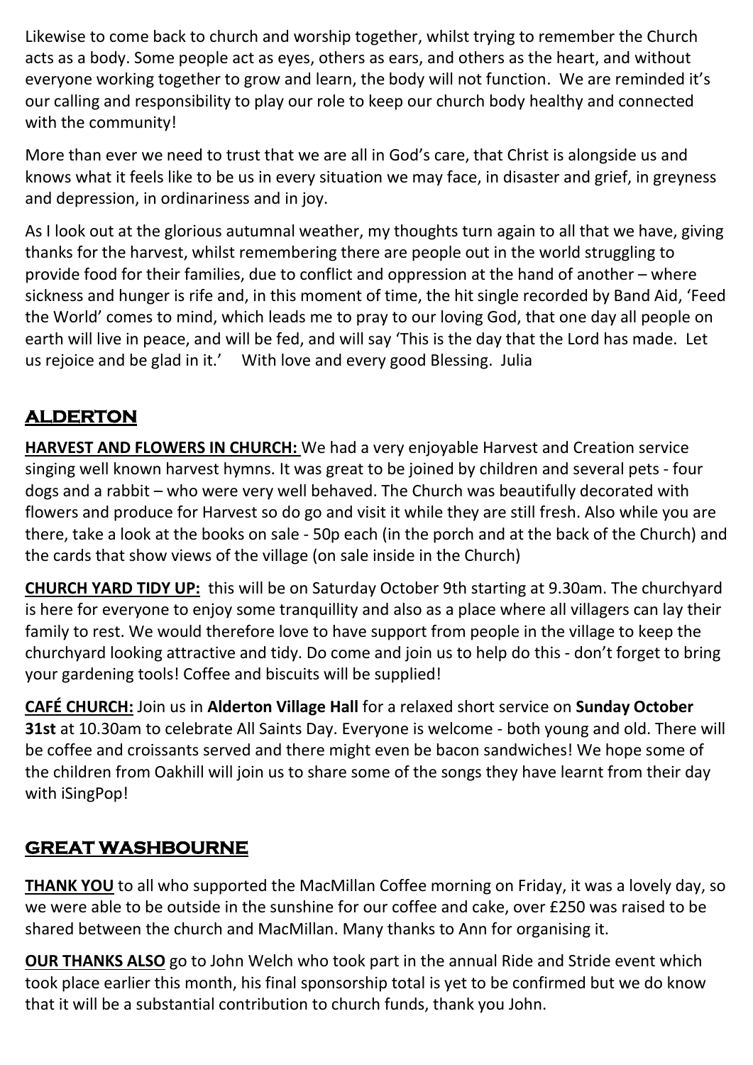Likewise to come back to church and worship together, whilst trying to remember the Church acts as a body. Some people act as eyes, others as ears, and others as the heart, and without everyone working together to grow and learn, the body will not function. We are reminded it's our calling and responsibility to play our role to keep our church body healthy and connected with the community!

More than ever we need to trust that we are all in God's care, that Christ is alongside us and knows what it feels like to be us in every situation we may face, in disaster and grief, in greyness and depression, in ordinariness and in joy.

As I look out at the glorious autumnal weather, my thoughts turn again to all that we have, giving thanks for the harvest, whilst remembering there are people out in the world struggling to provide food for their families, due to conflict and oppression at the hand of another – where sickness and hunger is rife and, in this moment of time, the hit single recorded by Band Aid, 'Feed the World' comes to mind, which leads me to pray to our loving God, that one day all people on earth will live in peace, and will be fed, and will say 'This is the day that the Lord has made. Let us rejoice and be glad in it.' With love and every good Blessing. Julia

## ALDERTON

**HARVEST AND FLOWERS IN CHURCH:** We had a very enjoyable Harvest and Creation service singing well known harvest hymns. It was great to be joined by children and several pets - four dogs and a rabbit – who were very well behaved. The Church was beautifully decorated with flowers and produce for Harvest so do go and visit it while they are still fresh. Also while you are there, take a look at the books on sale - 50p each (in the porch and at the back of the Church) and the cards that show views of the village (on sale inside in the Church)

**CHURCH YARD TIDY UP:** this will be on Saturday October 9th starting at 9.30am. The churchyard is here for everyone to enjoy some tranquillity and also as a place where all villagers can lay their family to rest. We would therefore love to have support from people in the village to keep the churchyard looking attractive and tidy. Do come and join us to help do this - don't forget to bring your gardening tools! Coffee and biscuits will be supplied!

**CAFÉ CHURCH:** Join us in **Alderton Village Hall** for a relaxed short service on **Sunday October 31st** at 10.30am to celebrate All Saints Day. Everyone is welcome - both young and old. There will be coffee and croissants served and there might even be bacon sandwiches! We hope some of the children from Oakhill will join us to share some of the songs they have learnt from their day with iSingPop!

## GREAT WASHBOURNE

**THANK YOU** to all who supported the MacMillan Coffee morning on Friday, it was a lovely day, so we were able to be outside in the sunshine for our coffee and cake, over £250 was raised to be shared between the church and MacMillan. Many thanks to Ann for organising it.

**OUR THANKS ALSO** go to John Welch who took part in the annual Ride and Stride event which took place earlier this month, his final sponsorship total is yet to be confirmed but we do know that it will be a substantial contribution to church funds, thank you John.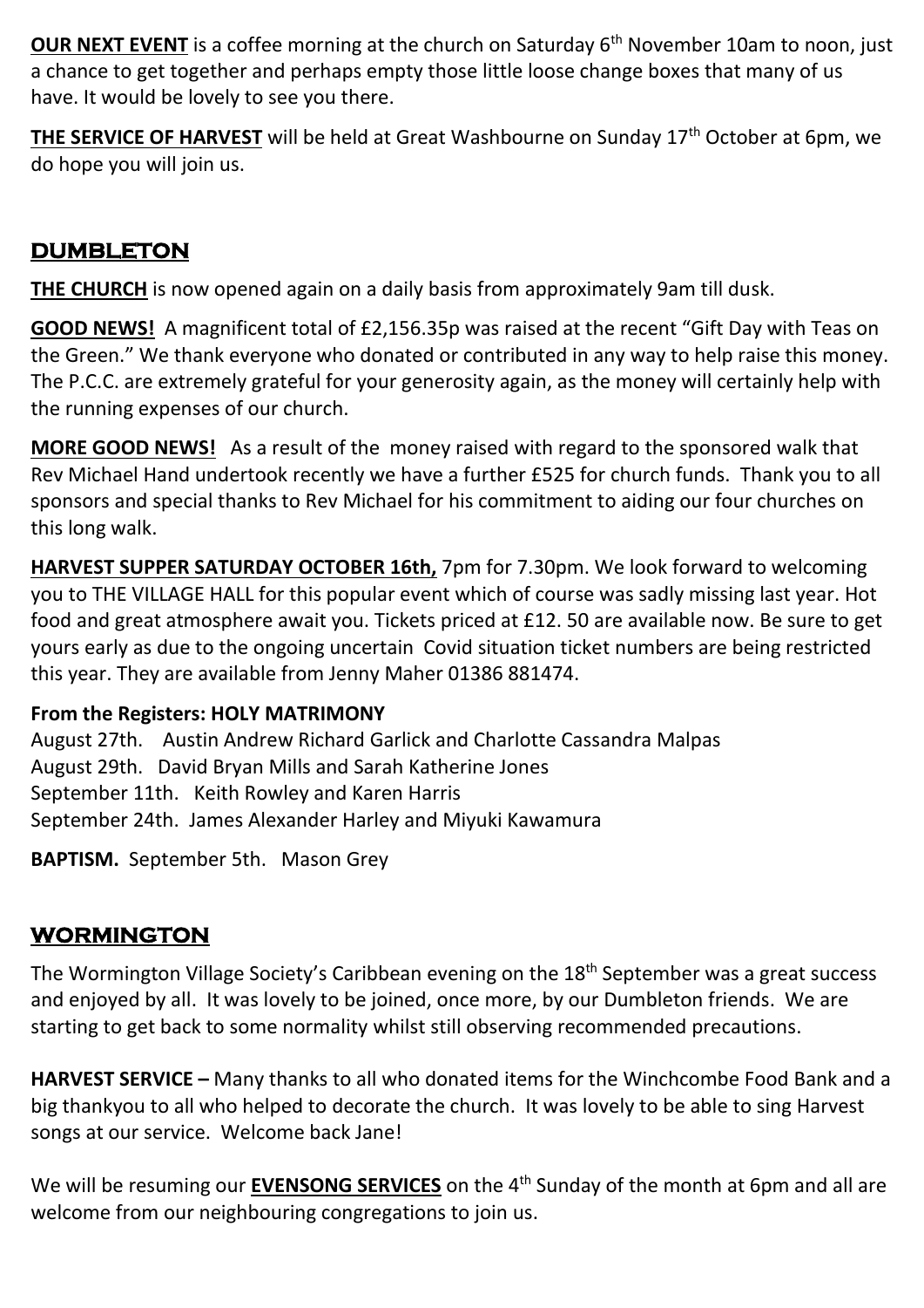**OUR NEXT EVENT** is a coffee morning at the church on Saturday 6th November 10am to noon, just a chance to get together and perhaps empty those little loose change boxes that many of us have. It would be lovely to see you there.

**THE SERVICE OF HARVEST** will be held at Great Washbourne on Sunday 17th October at 6pm, we do hope you will join us.

## DUMBLETON

**THE CHURCH** is now opened again on a daily basis from approximately 9am till dusk.

**GOOD NEWS!** A magnificent total of £2,156.35p was raised at the recent "Gift Day with Teas on the Green." We thank everyone who donated or contributed in any way to help raise this money. The P.C.C. are extremely grateful for your generosity again, as the money will certainly help with the running expenses of our church.

**MORE GOOD NEWS!** As a result of the money raised with regard to the sponsored walk that Rev Michael Hand undertook recently we have a further £525 for church funds. Thank you to all sponsors and special thanks to Rev Michael for his commitment to aiding our four churches on this long walk.

**HARVEST SUPPER SATURDAY OCTOBER 16th,** 7pm for 7.30pm. We look forward to welcoming you to THE VILLAGE HALL for this popular event which of course was sadly missing last year. Hot food and great atmosphere await you. Tickets priced at £12. 50 are available now. Be sure to get yours early as due to the ongoing uncertain Covid situation ticket numbers are being restricted this year. They are available from Jenny Maher 01386 881474.

**From the Registers: HOLY MATRIMONY**

August 27th. Austin Andrew Richard Garlick and Charlotte Cassandra Malpas
August 29th. David Bryan Mills and Sarah Katherine Jones
September 11th. Keith Rowley and Karen Harris
September 24th. James Alexander Harley and Miyuki Kawamura

**BAPTISM.** September 5th. Mason Grey

## WORMINGTON

The Wormington Village Society's Caribbean evening on the 18th September was a great success and enjoyed by all. It was lovely to be joined, once more, by our Dumbleton friends. We are starting to get back to some normality whilst still observing recommended precautions.

**HARVEST SERVICE –** Many thanks to all who donated items for the Winchcombe Food Bank and a big thankyou to all who helped to decorate the church. It was lovely to be able to sing Harvest songs at our service. Welcome back Jane!

We will be resuming our **EVENSONG SERVICES** on the 4th Sunday of the month at 6pm and all are welcome from our neighbouring congregations to join us.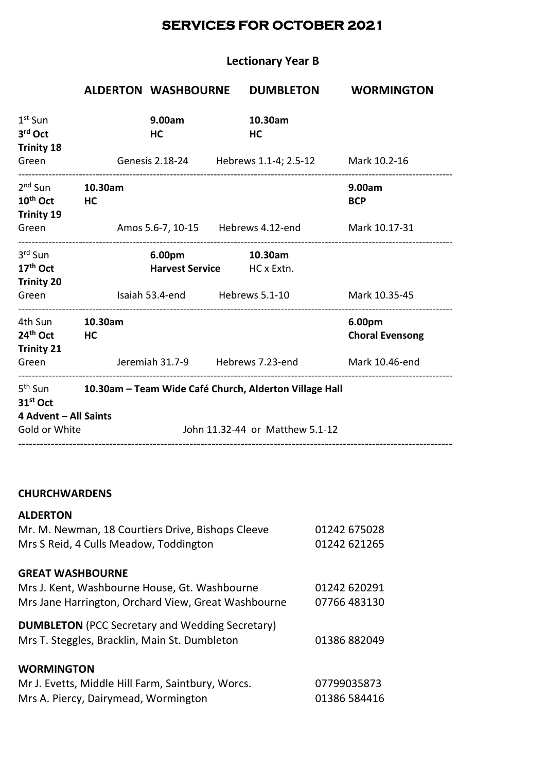# SERVICES FOR OCTOBER 2021

## Lectionary Year B

| | ALDERTON | WASHBOURNE | DUMBLETON | WORMINGTON |
|---|---|---|---|---|
| 1st Sun<br>**3rd Oct**<br>**Trinity 18** | | **9.00am**<br>**HC** | **10.30am**<br>**HC** | |
| Green | | Genesis 2.18-24 | Hebrews 1.1-4; 2.5-12 | Mark 10.2-16 |
| 2nd Sun<br>**10th Oct**<br>**Trinity 19** | **10.30am**<br>**HC** | | | **9.00am**<br>**BCP** |
| Green | | Amos 5.6-7, 10-15 | Hebrews 4.12-end | Mark 10.17-31 |
| 3rd Sun<br>**17th Oct**<br>**Trinity 20** | | **6.00pm**<br>**Harvest Service** | **10.30am**<br>HC x Extn. | |
| Green | | Isaiah 53.4-end | Hebrews 5.1-10 | Mark 10.35-45 |
| 4th Sun<br>**24th Oct**<br>**Trinity 21** | **10.30am**<br>**HC** | | | **6.00pm**<br>**Choral Evensong** |
| Green | | Jeremiah 31.7-9 | Hebrews 7.23-end | Mark 10.46-end |
| 5th Sun<br>**31st Oct**<br>**4 Advent – All Saints** | **10.30am – Team Wide Café Church, Alderton Village Hall** | | | |
| Gold or White | | | John 11.32-44 or Matthew 5.1-12 | |

### CHURCHWARDENS

**ALDERTON**

Mr. M. Newman, 18 Courtiers Drive, Bishops Cleeve — 01242 675028
Mrs S Reid, 4 Culls Meadow, Toddington — 01242 621265

**GREAT WASHBOURNE**

Mrs J. Kent, Washbourne House, Gt. Washbourne — 01242 620291
Mrs Jane Harrington, Orchard View, Great Washbourne — 07766 483130

**DUMBLETON** (PCC Secretary and Wedding Secretary)

Mrs T. Steggles, Bracklin, Main St. Dumbleton — 01386 882049

**WORMINGTON**

Mr J. Evetts, Middle Hill Farm, Saintbury, Worcs. — 07799035873
Mrs A. Piercy, Dairymead, Wormington — 01386 584416